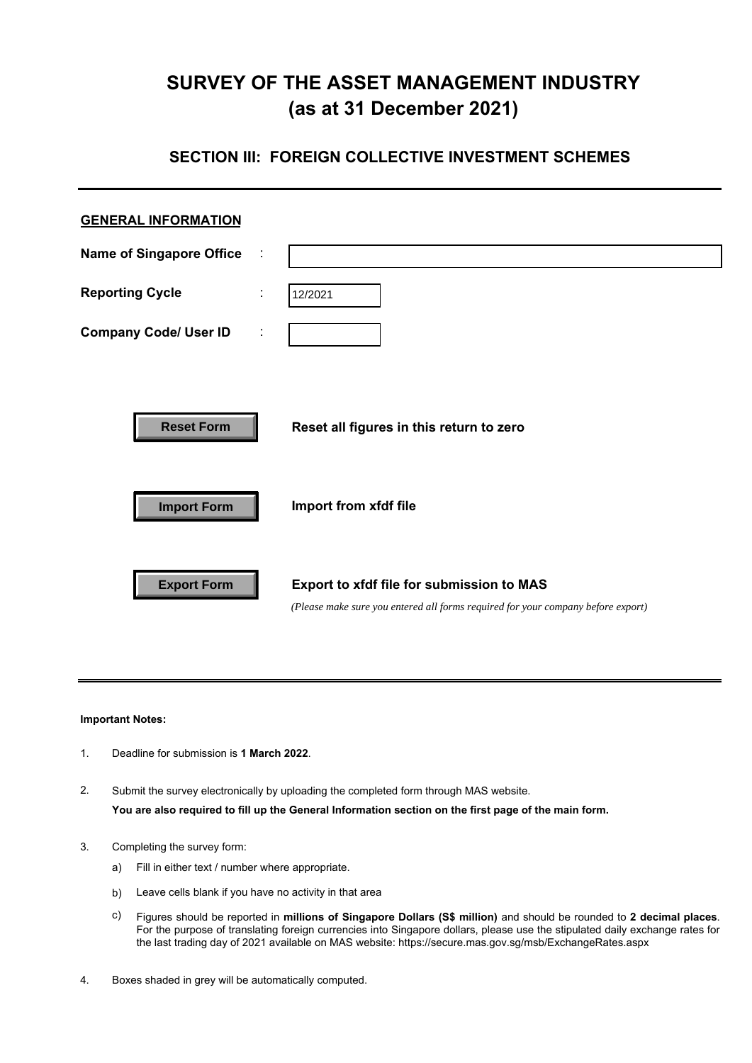# SURVEY OF THE ASSET MANAGEMENT INDUSTRY
# (as at 31 December 2021)

## SECTION III: FOREIGN COLLECTIVE INVESTMENT SCHEMES

---

**GENERAL INFORMATION**

| | | |
|---|---|---|
| **Name of Singapore Office** | : | |
| **Reporting Cycle** | : | 12/2021 |
| **Company Code/ User ID** | : | |

| | |
|---|---|
| **Reset Form** | **Reset all figures in this return to zero** |
| **Import Form** | **Import from xfdf file** |
| **Export Form** | **Export to xfdf file for submission to MAS** *(Please make sure you entered all forms required for your company before export)* |

---

**Important Notes:**

1. Deadline for submission is **1 March 2022**.

2. Submit the survey electronically by uploading the completed form through MAS website.
   **You are also required to fill up the General Information section on the first page of the main form.**

3. Completing the survey form:
   a) Fill in either text / number where appropriate.
   b) Leave cells blank if you have no activity in that area
   c) Figures should be reported in **millions of Singapore Dollars (S$ million)** and should be rounded to **2 decimal places**. For the purpose of translating foreign currencies into Singapore dollars, please use the stipulated daily exchange rates for the last trading day of 2021 available on MAS website: https://secure.mas.gov.sg/msb/ExchangeRates.aspx

4. Boxes shaded in grey will be automatically computed.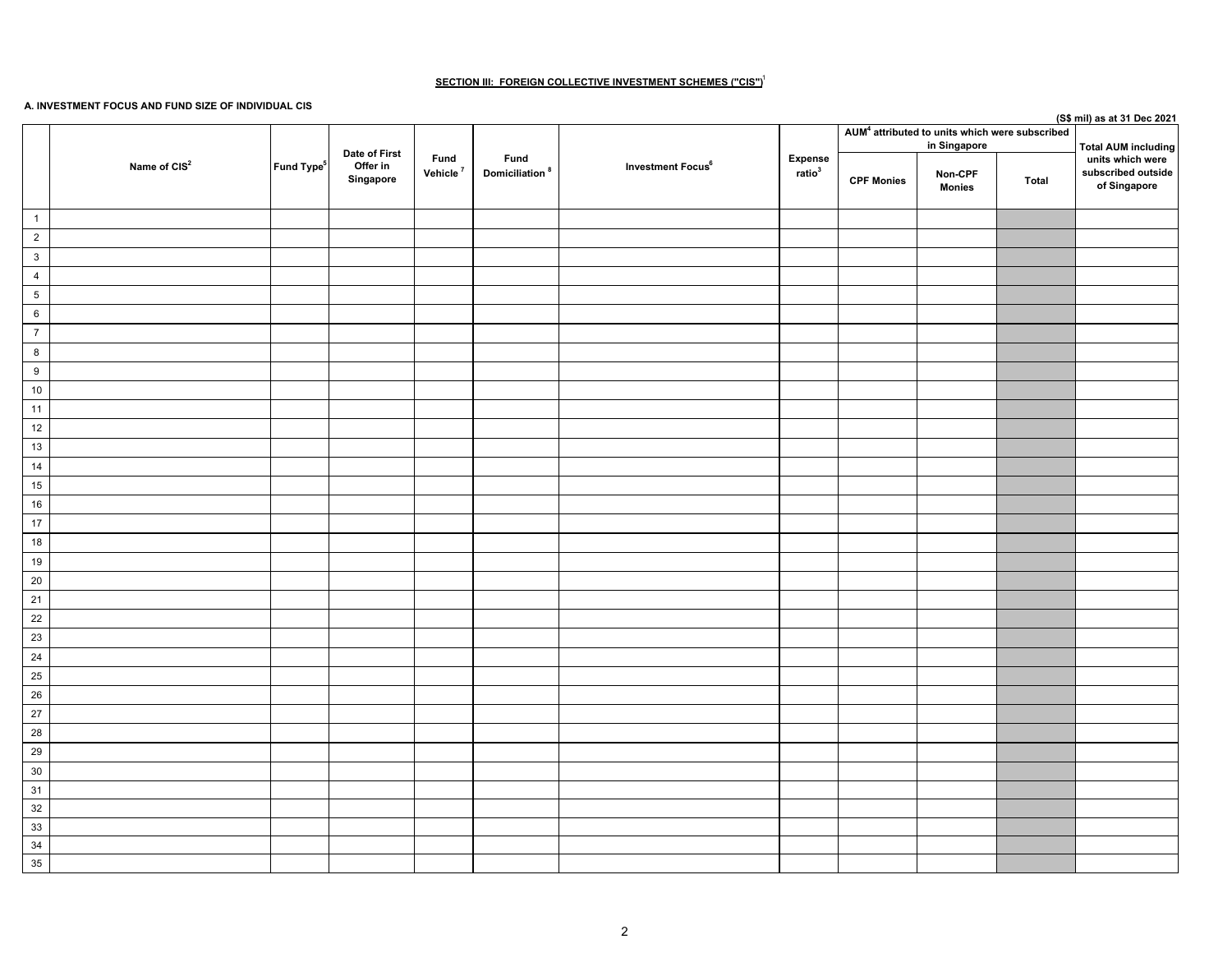**SECTION III: FOREIGN COLLECTIVE INVESTMENT SCHEMES ("CIS")**[1]

**A. INVESTMENT FOCUS AND FUND SIZE OF INDIVIDUAL CIS**

**(S$ mil) as at 31 Dec 2021**

| | Name of CIS[2] | Fund Type[5] | Date of First Offer in Singapore | Fund Vehicle [7] | Fund Domiciliation [8] | Investment Focus[6] | Expense ratio[3] | AUM[4] attributed to units which were subscribed in Singapore | | | Total AUM including units which were subscribed outside of Singapore |
|---|---|---|---|---|---|---|---|---|---|---|---|
| | | | | | | | | CPF Monies | Non-CPF Monies | Total | |
| 1 | | | | | | | | | | | |
| 2 | | | | | | | | | | | |
| 3 | | | | | | | | | | | |
| 4 | | | | | | | | | | | |
| 5 | | | | | | | | | | | |
| 6 | | | | | | | | | | | |
| 7 | | | | | | | | | | | |
| 8 | | | | | | | | | | | |
| 9 | | | | | | | | | | | |
| 10 | | | | | | | | | | | |
| 11 | | | | | | | | | | | |
| 12 | | | | | | | | | | | |
| 13 | | | | | | | | | | | |
| 14 | | | | | | | | | | | |
| 15 | | | | | | | | | | | |
| 16 | | | | | | | | | | | |
| 17 | | | | | | | | | | | |
| 18 | | | | | | | | | | | |
| 19 | | | | | | | | | | | |
| 20 | | | | | | | | | | | |
| 21 | | | | | | | | | | | |
| 22 | | | | | | | | | | | |
| 23 | | | | | | | | | | | |
| 24 | | | | | | | | | | | |
| 25 | | | | | | | | | | | |
| 26 | | | | | | | | | | | |
| 27 | | | | | | | | | | | |
| 28 | | | | | | | | | | | |
| 29 | | | | | | | | | | | |
| 30 | | | | | | | | | | | |
| 31 | | | | | | | | | | | |
| 32 | | | | | | | | | | | |
| 33 | | | | | | | | | | | |
| 34 | | | | | | | | | | | |
| 35 | | | | | | | | | | | |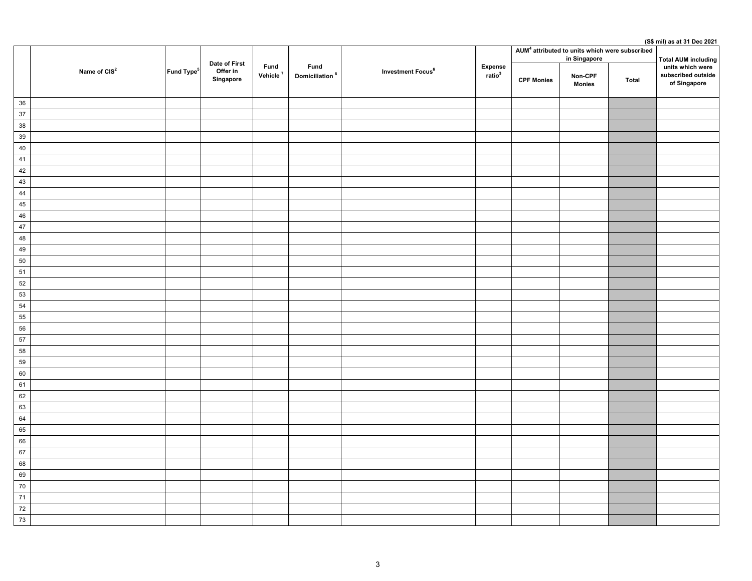(S$ mil) as at 31 Dec 2021

| | Name of CIS[2] | Fund Type[5] | Date of First Offer in Singapore | Fund Vehicle [7] | Fund Domiciliation [8] | Investment Focus[6] | Expense ratio[3] | AUM[4] attributed to units which were subscribed in Singapore | | | Total AUM including units which were subscribed outside of Singapore |
|---|---|---|---|---|---|---|---|---|---|---|---|
| | | | | | | | | CPF Monies | Non-CPF Monies | Total | |
| 36 | | | | | | | | | | | |
| 37 | | | | | | | | | | | |
| 38 | | | | | | | | | | | |
| 39 | | | | | | | | | | | |
| 40 | | | | | | | | | | | |
| 41 | | | | | | | | | | | |
| 42 | | | | | | | | | | | |
| 43 | | | | | | | | | | | |
| 44 | | | | | | | | | | | |
| 45 | | | | | | | | | | | |
| 46 | | | | | | | | | | | |
| 47 | | | | | | | | | | | |
| 48 | | | | | | | | | | | |
| 49 | | | | | | | | | | | |
| 50 | | | | | | | | | | | |
| 51 | | | | | | | | | | | |
| 52 | | | | | | | | | | | |
| 53 | | | | | | | | | | | |
| 54 | | | | | | | | | | | |
| 55 | | | | | | | | | | | |
| 56 | | | | | | | | | | | |
| 57 | | | | | | | | | | | |
| 58 | | | | | | | | | | | |
| 59 | | | | | | | | | | | |
| 60 | | | | | | | | | | | |
| 61 | | | | | | | | | | | |
| 62 | | | | | | | | | | | |
| 63 | | | | | | | | | | | |
| 64 | | | | | | | | | | | |
| 65 | | | | | | | | | | | |
| 66 | | | | | | | | | | | |
| 67 | | | | | | | | | | | |
| 68 | | | | | | | | | | | |
| 69 | | | | | | | | | | | |
| 70 | | | | | | | | | | | |
| 71 | | | | | | | | | | | |
| 72 | | | | | | | | | | | |
| 73 | | | | | | | | | | | |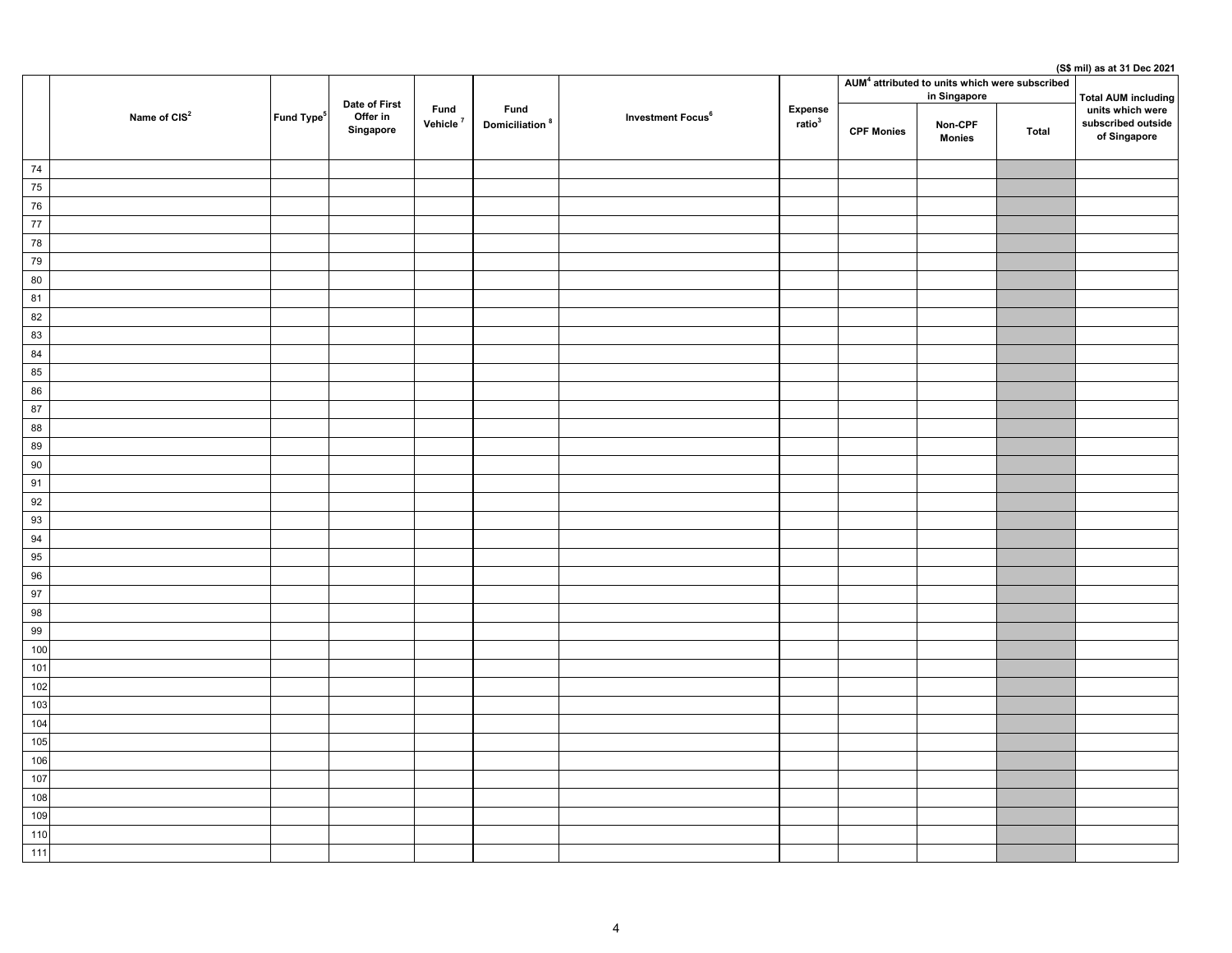(S$ mil) as at 31 Dec 2021

| | Name of CIS[2] | Fund Type[5] | Date of First Offer in Singapore | Fund Vehicle [7] | Fund Domiciliation [8] | Investment Focus[6] | Expense ratio[3] | AUM[4] attributed to units which were subscribed in Singapore | | | Total AUM including units which were subscribed outside of Singapore |
|---|---|---|---|---|---|---|---|---|---|---|---|
| | | | | | | | | CPF Monies | Non-CPF Monies | Total | |
| 74 | | | | | | | | | | | |
| 75 | | | | | | | | | | | |
| 76 | | | | | | | | | | | |
| 77 | | | | | | | | | | | |
| 78 | | | | | | | | | | | |
| 79 | | | | | | | | | | | |
| 80 | | | | | | | | | | | |
| 81 | | | | | | | | | | | |
| 82 | | | | | | | | | | | |
| 83 | | | | | | | | | | | |
| 84 | | | | | | | | | | | |
| 85 | | | | | | | | | | | |
| 86 | | | | | | | | | | | |
| 87 | | | | | | | | | | | |
| 88 | | | | | | | | | | | |
| 89 | | | | | | | | | | | |
| 90 | | | | | | | | | | | |
| 91 | | | | | | | | | | | |
| 92 | | | | | | | | | | | |
| 93 | | | | | | | | | | | |
| 94 | | | | | | | | | | | |
| 95 | | | | | | | | | | | |
| 96 | | | | | | | | | | | |
| 97 | | | | | | | | | | | |
| 98 | | | | | | | | | | | |
| 99 | | | | | | | | | | | |
| 100 | | | | | | | | | | | |
| 101 | | | | | | | | | | | |
| 102 | | | | | | | | | | | |
| 103 | | | | | | | | | | | |
| 104 | | | | | | | | | | | |
| 105 | | | | | | | | | | | |
| 106 | | | | | | | | | | | |
| 107 | | | | | | | | | | | |
| 108 | | | | | | | | | | | |
| 109 | | | | | | | | | | | |
| 110 | | | | | | | | | | | |
| 111 | | | | | | | | | | | |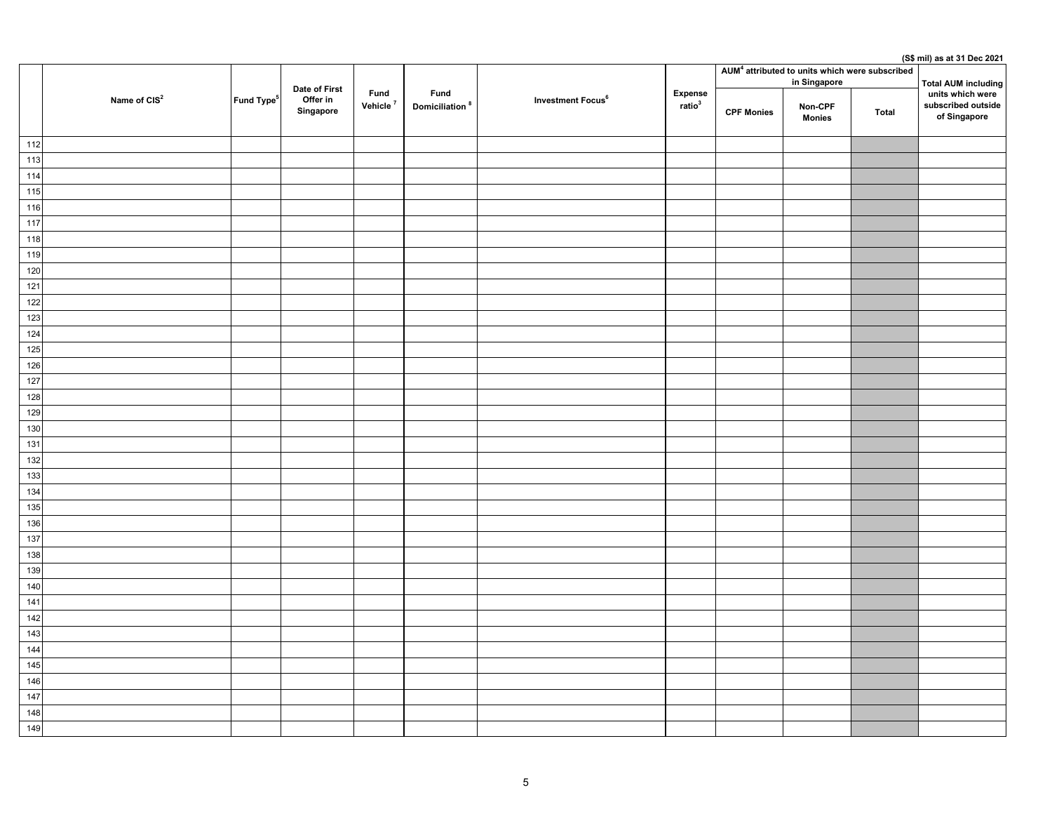(S$ mil) as at 31 Dec 2021

| | Name of CIS[2] | Fund Type[5] | Date of First Offer in Singapore | Fund Vehicle [7] | Fund Domiciliation [8] | Investment Focus[6] | Expense ratio[3] | AUM[4] attributed to units which were subscribed in Singapore | | | Total AUM including units which were subscribed outside of Singapore |
|---|---|---|---|---|---|---|---|---|---|---|---|
| | | | | | | | | CPF Monies | Non-CPF Monies | Total | |
| 112 | | | | | | | | | | | |
| 113 | | | | | | | | | | | |
| 114 | | | | | | | | | | | |
| 115 | | | | | | | | | | | |
| 116 | | | | | | | | | | | |
| 117 | | | | | | | | | | | |
| 118 | | | | | | | | | | | |
| 119 | | | | | | | | | | | |
| 120 | | | | | | | | | | | |
| 121 | | | | | | | | | | | |
| 122 | | | | | | | | | | | |
| 123 | | | | | | | | | | | |
| 124 | | | | | | | | | | | |
| 125 | | | | | | | | | | | |
| 126 | | | | | | | | | | | |
| 127 | | | | | | | | | | | |
| 128 | | | | | | | | | | | |
| 129 | | | | | | | | | | | |
| 130 | | | | | | | | | | | |
| 131 | | | | | | | | | | | |
| 132 | | | | | | | | | | | |
| 133 | | | | | | | | | | | |
| 134 | | | | | | | | | | | |
| 135 | | | | | | | | | | | |
| 136 | | | | | | | | | | | |
| 137 | | | | | | | | | | | |
| 138 | | | | | | | | | | | |
| 139 | | | | | | | | | | | |
| 140 | | | | | | | | | | | |
| 141 | | | | | | | | | | | |
| 142 | | | | | | | | | | | |
| 143 | | | | | | | | | | | |
| 144 | | | | | | | | | | | |
| 145 | | | | | | | | | | | |
| 146 | | | | | | | | | | | |
| 147 | | | | | | | | | | | |
| 148 | | | | | | | | | | | |
| 149 | | | | | | | | | | | |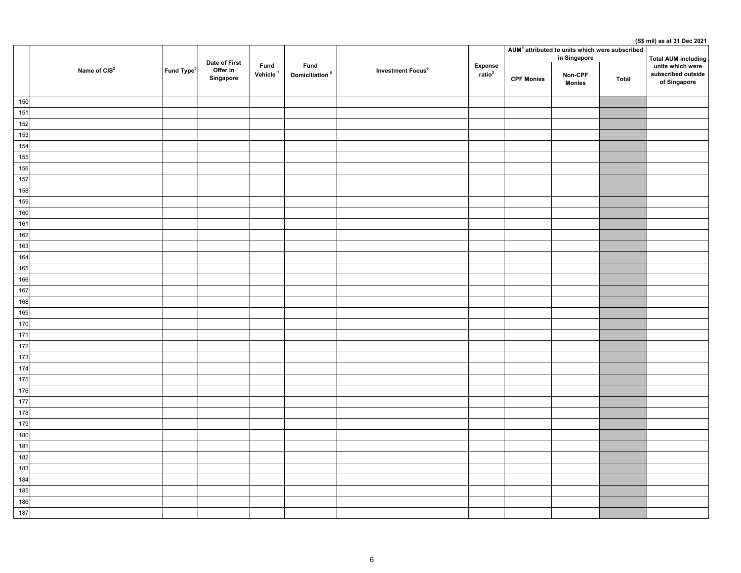(S$ mil) as at 31 Dec 2021

| | Name of CIS[2] | Fund Type[5] | Date of First Offer in Singapore | Fund Vehicle [7] | Fund Domiciliation [8] | Investment Focus[6] | Expense ratio[3] | AUM[4] attributed to units which were subscribed in Singapore | | | Total AUM including units which were subscribed outside of Singapore |
|---|---|---|---|---|---|---|---|---|---|---|---|
| | | | | | | | | CPF Monies | Non-CPF Monies | Total | |
| 150 | | | | | | | | | | | |
| 151 | | | | | | | | | | | |
| 152 | | | | | | | | | | | |
| 153 | | | | | | | | | | | |
| 154 | | | | | | | | | | | |
| 155 | | | | | | | | | | | |
| 156 | | | | | | | | | | | |
| 157 | | | | | | | | | | | |
| 158 | | | | | | | | | | | |
| 159 | | | | | | | | | | | |
| 160 | | | | | | | | | | | |
| 161 | | | | | | | | | | | |
| 162 | | | | | | | | | | | |
| 163 | | | | | | | | | | | |
| 164 | | | | | | | | | | | |
| 165 | | | | | | | | | | | |
| 166 | | | | | | | | | | | |
| 167 | | | | | | | | | | | |
| 168 | | | | | | | | | | | |
| 169 | | | | | | | | | | | |
| 170 | | | | | | | | | | | |
| 171 | | | | | | | | | | | |
| 172 | | | | | | | | | | | |
| 173 | | | | | | | | | | | |
| 174 | | | | | | | | | | | |
| 175 | | | | | | | | | | | |
| 176 | | | | | | | | | | | |
| 177 | | | | | | | | | | | |
| 178 | | | | | | | | | | | |
| 179 | | | | | | | | | | | |
| 180 | | | | | | | | | | | |
| 181 | | | | | | | | | | | |
| 182 | | | | | | | | | | | |
| 183 | | | | | | | | | | | |
| 184 | | | | | | | | | | | |
| 185 | | | | | | | | | | | |
| 186 | | | | | | | | | | | |
| 187 | | | | | | | | | | | |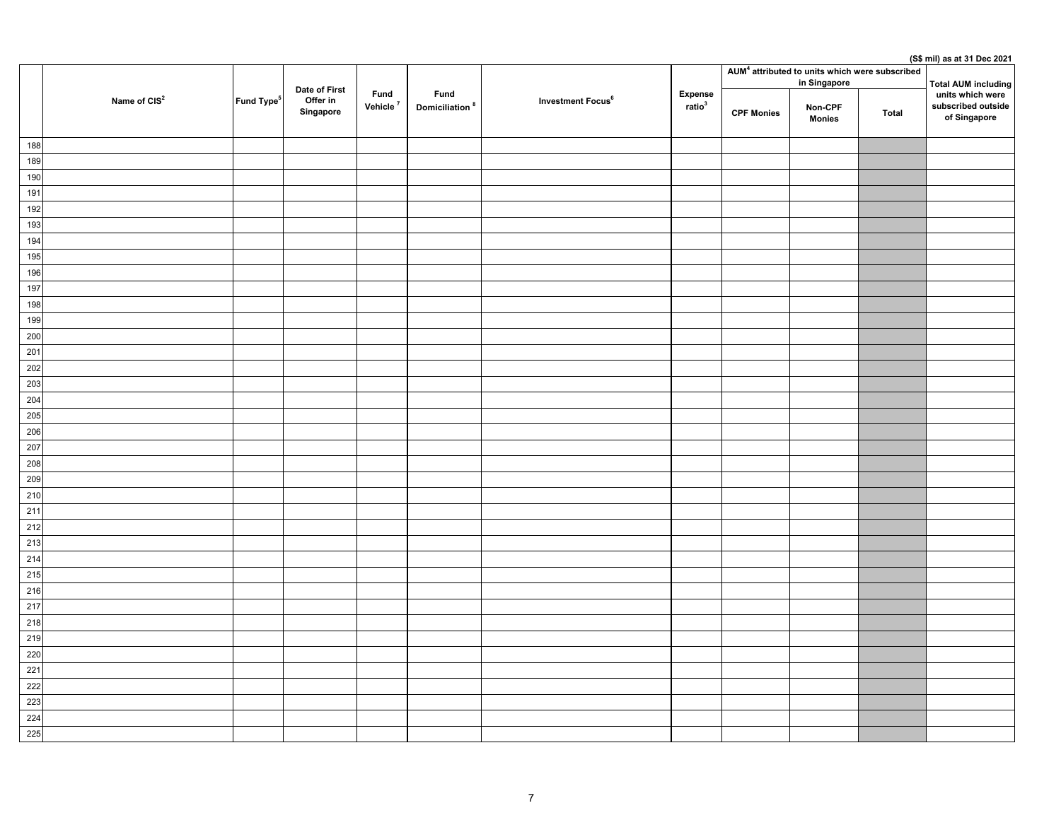(S$ mil) as at 31 Dec 2021

| | Name of CIS[2] | Fund Type[5] | Date of First Offer in Singapore | Fund Vehicle [7] | Fund Domiciliation [8] | Investment Focus[6] | Expense ratio[3] | AUM[4] attributed to units which were subscribed in Singapore | | | Total AUM including units which were subscribed outside of Singapore |
|---|---|---|---|---|---|---|---|---|---|---|---|
| | | | | | | | | CPF Monies | Non-CPF Monies | Total | |
| 188 | | | | | | | | | | | |
| 189 | | | | | | | | | | | |
| 190 | | | | | | | | | | | |
| 191 | | | | | | | | | | | |
| 192 | | | | | | | | | | | |
| 193 | | | | | | | | | | | |
| 194 | | | | | | | | | | | |
| 195 | | | | | | | | | | | |
| 196 | | | | | | | | | | | |
| 197 | | | | | | | | | | | |
| 198 | | | | | | | | | | | |
| 199 | | | | | | | | | | | |
| 200 | | | | | | | | | | | |
| 201 | | | | | | | | | | | |
| 202 | | | | | | | | | | | |
| 203 | | | | | | | | | | | |
| 204 | | | | | | | | | | | |
| 205 | | | | | | | | | | | |
| 206 | | | | | | | | | | | |
| 207 | | | | | | | | | | | |
| 208 | | | | | | | | | | | |
| 209 | | | | | | | | | | | |
| 210 | | | | | | | | | | | |
| 211 | | | | | | | | | | | |
| 212 | | | | | | | | | | | |
| 213 | | | | | | | | | | | |
| 214 | | | | | | | | | | | |
| 215 | | | | | | | | | | | |
| 216 | | | | | | | | | | | |
| 217 | | | | | | | | | | | |
| 218 | | | | | | | | | | | |
| 219 | | | | | | | | | | | |
| 220 | | | | | | | | | | | |
| 221 | | | | | | | | | | | |
| 222 | | | | | | | | | | | |
| 223 | | | | | | | | | | | |
| 224 | | | | | | | | | | | |
| 225 | | | | | | | | | | | |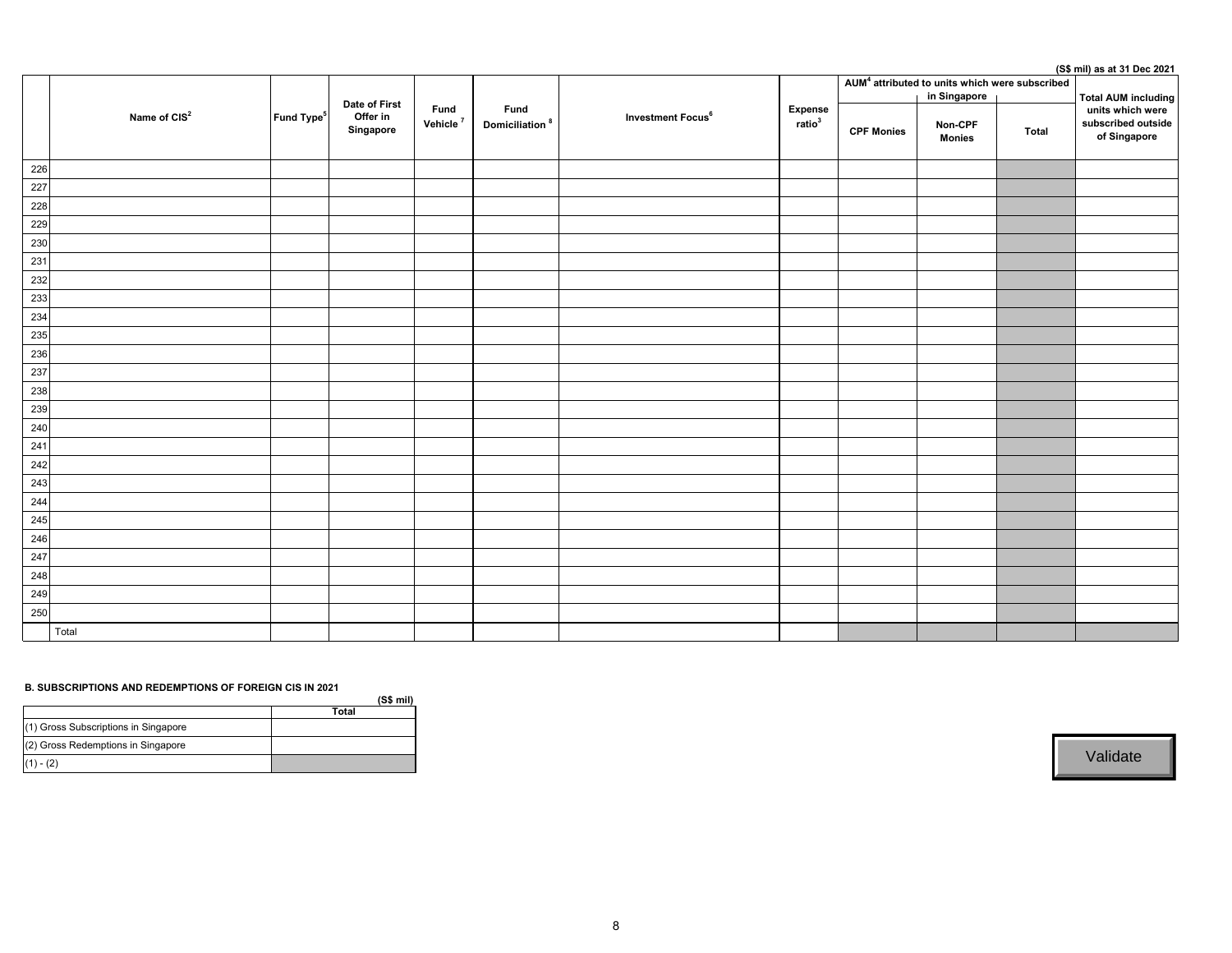(S$ mil) as at 31 Dec 2021

| | Name of CIS[2] | Fund Type[5] | Date of First Offer in Singapore | Fund Vehicle [7] | Fund Domiciliation [8] | Investment Focus[6] | Expense ratio[3] | AUM[4] attributed to units which were subscribed in Singapore | | | Total AUM including units which were subscribed outside of Singapore |
|---|---|---|---|---|---|---|---|---|---|---|---|
| | | | | | | | | CPF Monies | Non-CPF Monies | Total | |
| 226 | | | | | | | | | | | |
| 227 | | | | | | | | | | | |
| 228 | | | | | | | | | | | |
| 229 | | | | | | | | | | | |
| 230 | | | | | | | | | | | |
| 231 | | | | | | | | | | | |
| 232 | | | | | | | | | | | |
| 233 | | | | | | | | | | | |
| 234 | | | | | | | | | | | |
| 235 | | | | | | | | | | | |
| 236 | | | | | | | | | | | |
| 237 | | | | | | | | | | | |
| 238 | | | | | | | | | | | |
| 239 | | | | | | | | | | | |
| 240 | | | | | | | | | | | |
| 241 | | | | | | | | | | | |
| 242 | | | | | | | | | | | |
| 243 | | | | | | | | | | | |
| 244 | | | | | | | | | | | |
| 245 | | | | | | | | | | | |
| 246 | | | | | | | | | | | |
| 247 | | | | | | | | | | | |
| 248 | | | | | | | | | | | |
| 249 | | | | | | | | | | | |
| 250 | | | | | | | | | | | |
| | Total | | | | | | | | | | |

**B. SUBSCRIPTIONS AND REDEMPTIONS OF FOREIGN CIS IN 2021**

(S$ mil)

| | Total |
|---|---|
| (1) Gross Subscriptions in Singapore | |
| (2) Gross Redemptions in Singapore | |
| (1) - (2) | |

Validate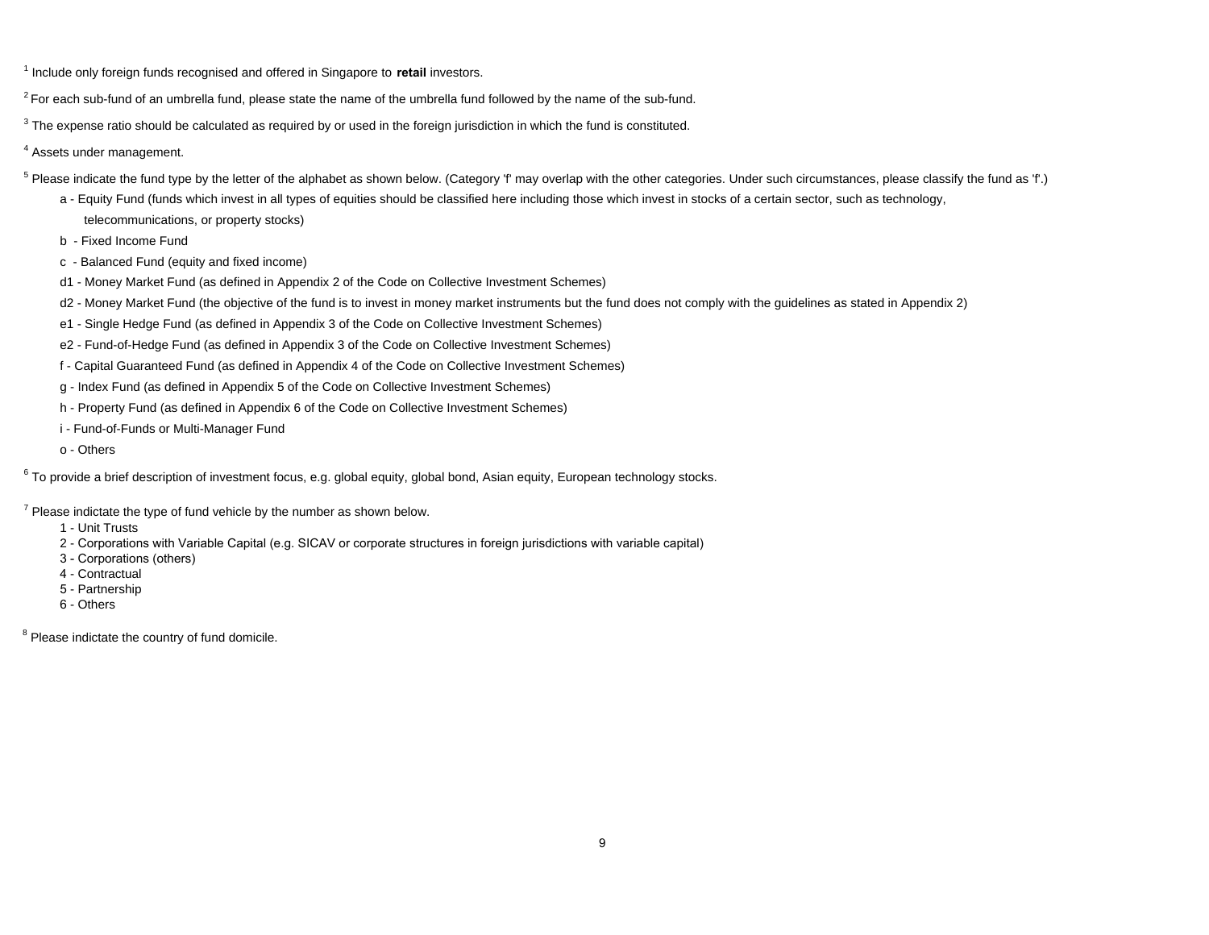[1] Include only foreign funds recognised and offered in Singapore to **retail** investors.

[2] For each sub-fund of an umbrella fund, please state the name of the umbrella fund followed by the name of the sub-fund.

[3] The expense ratio should be calculated as required by or used in the foreign jurisdiction in which the fund is constituted.

[4] Assets under management.

[5] Please indicate the fund type by the letter of the alphabet as shown below. (Category 'f' may overlap with the other categories. Under such circumstances, please classify the fund as 'f'.)

- a - Equity Fund (funds which invest in all types of equities should be classified here including those which invest in stocks of a certain sector, such as technology, telecommunications, or property stocks)
- b - Fixed Income Fund
- c - Balanced Fund (equity and fixed income)
- d1 - Money Market Fund (as defined in Appendix 2 of the Code on Collective Investment Schemes)
- d2 - Money Market Fund (the objective of the fund is to invest in money market instruments but the fund does not comply with the guidelines as stated in Appendix 2)
- e1 - Single Hedge Fund (as defined in Appendix 3 of the Code on Collective Investment Schemes)
- e2 - Fund-of-Hedge Fund (as defined in Appendix 3 of the Code on Collective Investment Schemes)
- f - Capital Guaranteed Fund (as defined in Appendix 4 of the Code on Collective Investment Schemes)
- g - Index Fund (as defined in Appendix 5 of the Code on Collective Investment Schemes)
- h - Property Fund (as defined in Appendix 6 of the Code on Collective Investment Schemes)
- i - Fund-of-Funds or Multi-Manager Fund
- o - Others

[6] To provide a brief description of investment focus, e.g. global equity, global bond, Asian equity, European technology stocks.

[7] Please indictate the type of fund vehicle by the number as shown below.

- 1 - Unit Trusts
- 2 - Corporations with Variable Capital (e.g. SICAV or corporate structures in foreign jurisdictions with variable capital)
- 3 - Corporations (others)
- 4 - Contractual
- 5 - Partnership
- 6 - Others

[8] Please indictate the country of fund domicile.